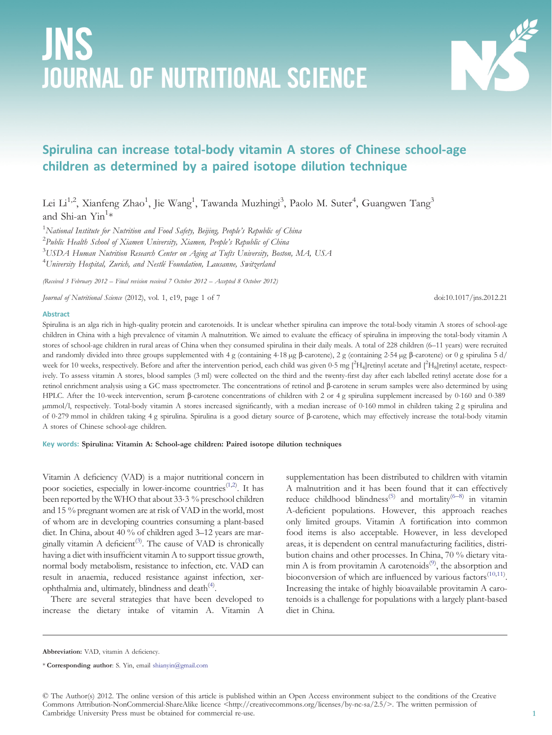# Spirulina can increase total-body vitamin A stores of Chinese school-age children as determined by a paired isotope dilution technique

Lei Li[1,2], Xianfeng Zhao[1], Jie Wang[1], Tawanda Muzhingi[3], Paolo M. Suter[4], Guangwen Tang[3] and Shi-an Yin[1]*

[1] *National Institute for Nutrition and Food Safety, Beijing, People's Republic of China*
[2] *Public Health School of Xiamen University, Xiamen, People's Republic of China*
[3] *USDA Human Nutrition Research Center on Aging at Tufts University, Boston, MA, USA*
[4] *University Hospital, Zurich, and Nestlé Foundation, Lausanne, Switzerland*

*(Received 3 February 2012 – Final revision received 7 October 2012 – Accepted 8 October 2012)*

*Journal of Nutritional Science* (2012), vol. 1, e19, page 1 of 7 doi:10.1017/jns.2012.21

## Abstract

Spirulina is an alga rich in high-quality protein and carotenoids. It is unclear whether spirulina can improve the total-body vitamin A stores of school-age children in China with a high prevalence of vitamin A malnutrition. We aimed to evaluate the efficacy of spirulina in improving the total-body vitamin A stores of school-age children in rural areas of China when they consumed spirulina in their daily meals. A total of 228 children (6–11 years) were recruited and randomly divided into three groups supplemented with 4 g (containing 4·18 μg β-carotene), 2 g (containing 2·54 μg β-carotene) or 0 g spirulina 5 d/week for 10 weeks, respectively. Before and after the intervention period, each child was given 0·5 mg [$^2H_4$]retinyl acetate and [$^2H_8$]retinyl acetate, respectively. To assess vitamin A stores, blood samples (3 ml) were collected on the third and the twenty-first day after each labelled retinyl acetate dose for a retinol enrichment analysis using a GC mass spectrometer. The concentrations of retinol and β-carotene in serum samples were also determined by using HPLC. After the 10-week intervention, serum β-carotene concentrations of children with 2 or 4 g spirulina supplement increased by 0·160 and 0·389 μmol/l, respectively. Total-body vitamin A stores increased significantly, with a median increase of 0·160 mmol in children taking 2 g spirulina and of 0·279 mmol in children taking 4 g spirulina. Spirulina is a good dietary source of β-carotene, which may effectively increase the total-body vitamin A stores of Chinese school-age children.

**Key words:** **Spirulina: Vitamin A: School-age children: Paired isotope dilution techniques**

Vitamin A deficiency (VAD) is a major nutritional concern in poor societies, especially in lower-income countries[1,2]. It has been reported by the WHO that about 33·3 % preschool children and 15 % pregnant women are at risk of VAD in the world, most of whom are in developing countries consuming a plant-based diet. In China, about 40 % of children aged 3–12 years are marginally vitamin A deficient[3]. The cause of VAD is chronically having a diet with insufficient vitamin A to support tissue growth, normal body metabolism, resistance to infection, etc. VAD can result in anaemia, reduced resistance against infection, xerophthalmia and, ultimately, blindness and death[4].

There are several strategies that have been developed to increase the dietary intake of vitamin A. Vitamin A supplementation has been distributed to children with vitamin A malnutrition and it has been found that it can effectively reduce childhood blindness[5] and mortality[6–8] in vitamin A-deficient populations. However, this approach reaches only limited groups. Vitamin A fortification into common food items is also acceptable. However, in less developed areas, it is dependent on central manufacturing facilities, distribution chains and other processes. In China, 70 % dietary vitamin A is from provitamin A carotenoids[9], the absorption and bioconversion of which are influenced by various factors[10,11]. Increasing the intake of highly bioavailable provitamin A carotenoids is a challenge for populations with a largely plant-based diet in China.

---

**Abbreviation:** VAD, vitamin A deficiency.

* **Corresponding author**: S. Yin, email shianyin@gmail.com

© The Author(s) 2012. The online version of this article is published within an Open Access environment subject to the conditions of the Creative Commons Attribution-NonCommercial-ShareAlike licence <http://creativecommons.org/licenses/by-nc-sa/2.5/>. The written permission of Cambridge University Press must be obtained for commercial re-use.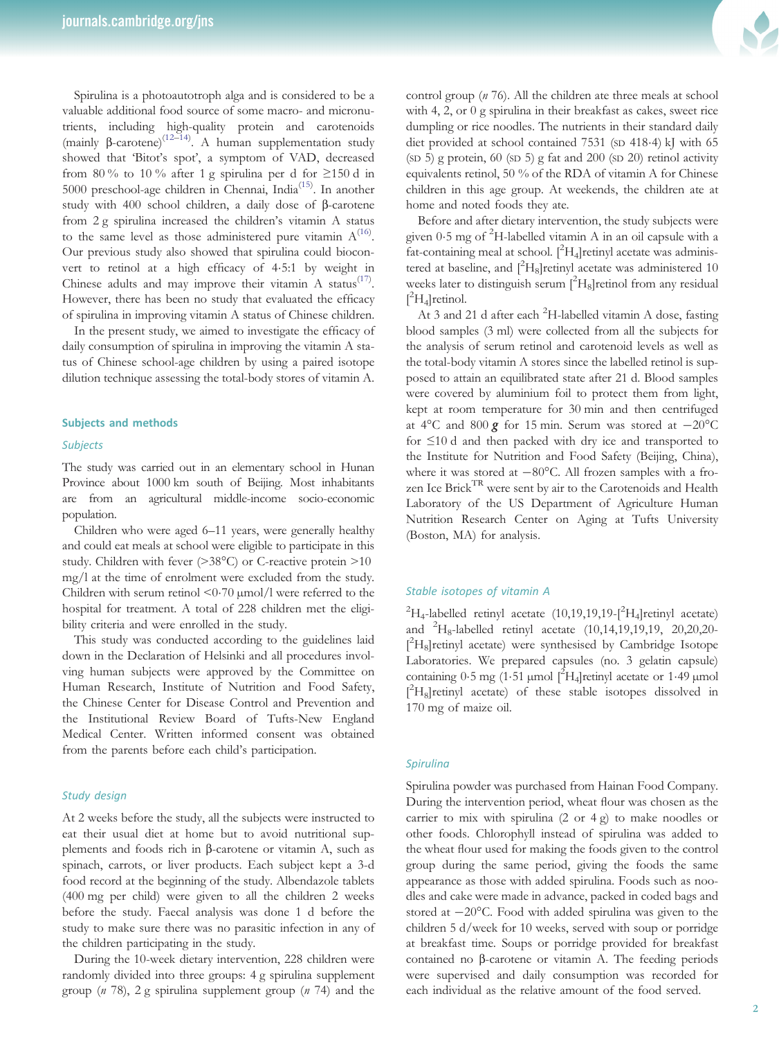Spirulina is a photoautotroph alga and is considered to be a valuable additional food source of some macro- and micronutrients, including high-quality protein and carotenoids (mainly β-carotene)[12–14]. A human supplementation study showed that 'Bitot's spot', a symptom of VAD, decreased from 80 % to 10 % after 1 g spirulina per d for ≥150 d in 5000 preschool-age children in Chennai, India[15]. In another study with 400 school children, a daily dose of β-carotene from 2 g spirulina increased the children's vitamin A status to the same level as those administered pure vitamin A[16]. Our previous study also showed that spirulina could bioconvert to retinol at a high efficacy of 4·5:1 by weight in Chinese adults and may improve their vitamin A status[17]. However, there has been no study that evaluated the efficacy of spirulina in improving vitamin A status of Chinese children.

In the present study, we aimed to investigate the efficacy of daily consumption of spirulina in improving the vitamin A status of Chinese school-age children by using a paired isotope dilution technique assessing the total-body stores of vitamin A.

## Subjects and methods

### Subjects

The study was carried out in an elementary school in Hunan Province about 1000 km south of Beijing. Most inhabitants are from an agricultural middle-income socio-economic population.

Children who were aged 6–11 years, were generally healthy and could eat meals at school were eligible to participate in this study. Children with fever (>38°C) or C-reactive protein >10 mg/l at the time of enrolment were excluded from the study. Children with serum retinol <0·70 μmol/l were referred to the hospital for treatment. A total of 228 children met the eligibility criteria and were enrolled in the study.

This study was conducted according to the guidelines laid down in the Declaration of Helsinki and all procedures involving human subjects were approved by the Committee on Human Research, Institute of Nutrition and Food Safety, the Chinese Center for Disease Control and Prevention and the Institutional Review Board of Tufts-New England Medical Center. Written informed consent was obtained from the parents before each child's participation.

### Study design

At 2 weeks before the study, all the subjects were instructed to eat their usual diet at home but to avoid nutritional supplements and foods rich in β-carotene or vitamin A, such as spinach, carrots, or liver products. Each subject kept a 3-d food record at the beginning of the study. Albendazole tablets (400 mg per child) were given to all the children 2 weeks before the study. Faecal analysis was done 1 d before the study to make sure there was no parasitic infection in any of the children participating in the study.

During the 10-week dietary intervention, 228 children were randomly divided into three groups: 4 g spirulina supplement group (*n* 78), 2 g spirulina supplement group (*n* 74) and the control group (*n* 76). All the children ate three meals at school with 4, 2, or 0 g spirulina in their breakfast as cakes, sweet rice dumpling or rice noodles. The nutrients in their standard daily diet provided at school contained 7531 (SD 418·4) kJ with 65 (SD 5) g protein, 60 (SD 5) g fat and 200 (SD 20) retinol activity equivalents retinol, 50 % of the RDA of vitamin A for Chinese children in this age group. At weekends, the children ate at home and noted foods they ate.

Before and after dietary intervention, the study subjects were given 0·5 mg of $^{2}$H-labelled vitamin A in an oil capsule with a fat-containing meal at school. [$^{2}H_4$]retinyl acetate was administered at baseline, and [$^{2}H_8$]retinyl acetate was administered 10 weeks later to distinguish serum [$^{2}H_8$]retinol from any residual [$^{2}H_4$]retinol.

At 3 and 21 d after each $^{2}$H-labelled vitamin A dose, fasting blood samples (3 ml) were collected from all the subjects for the analysis of serum retinol and carotenoid levels as well as the total-body vitamin A stores since the labelled retinol is supposed to attain an equilibrated state after 21 d. Blood samples were covered by aluminium foil to protect them from light, kept at room temperature for 30 min and then centrifuged at 4°C and 800 ***g*** for 15 min. Serum was stored at −20°C for ≤10 d and then packed with dry ice and transported to the Institute for Nutrition and Food Safety (Beijing, China), where it was stored at −80°C. All frozen samples with a frozen Ice Brick™ were sent by air to the Carotenoids and Health Laboratory of the US Department of Agriculture Human Nutrition Research Center on Aging at Tufts University (Boston, MA) for analysis.

### Stable isotopes of vitamin A

$^{2}H_4$-labelled retinyl acetate (10,19,19,19-[$^{2}H_4$]retinyl acetate) and $^{2}H_8$-labelled retinyl acetate (10,14,19,19,19, 20,20,20-[$^{2}H_8$]retinyl acetate) were synthesised by Cambridge Isotope Laboratories. We prepared capsules (no. 3 gelatin capsule) containing 0·5 mg (1·51 μmol [$^{2}H_4$]retinyl acetate or 1·49 μmol [$^{2}H_8$]retinyl acetate) of these stable isotopes dissolved in 170 mg of maize oil.

### Spirulina

Spirulina powder was purchased from Hainan Food Company. During the intervention period, wheat flour was chosen as the carrier to mix with spirulina (2 or 4 g) to make noodles or other foods. Chlorophyll instead of spirulina was added to the wheat flour used for making the foods given to the control group during the same period, giving the foods the same appearance as those with added spirulina. Foods such as noodles and cake were made in advance, packed in coded bags and stored at −20°C. Food with added spirulina was given to the children 5 d/week for 10 weeks, served with soup or porridge at breakfast time. Soups or porridge provided for breakfast contained no β-carotene or vitamin A. The feeding periods were supervised and daily consumption was recorded for each individual as the relative amount of the food served.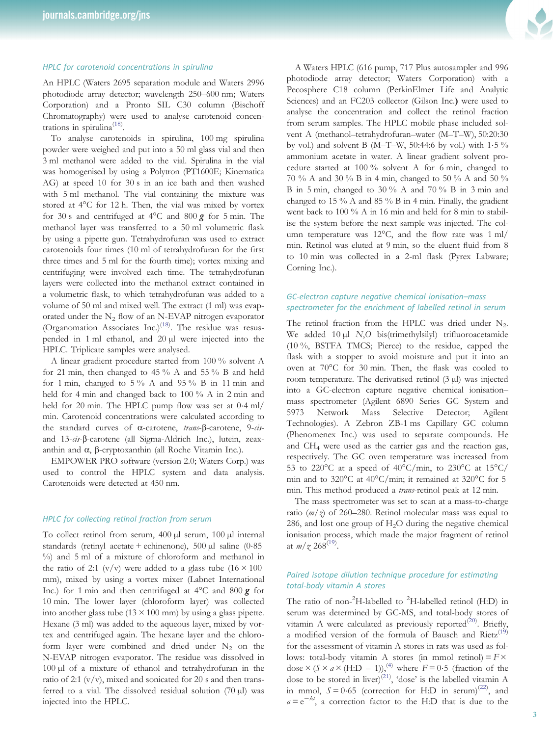### HPLC for carotenoid concentrations in spirulina

An HPLC (Waters 2695 separation module and Waters 2996 photodiode array detector; wavelength 250–600 nm; Waters Corporation) and a Pronto SIL C30 column (Bischoff Chromatography) were used to analyse carotenoid concentrations in spirulina[18].

To analyse carotenoids in spirulina, 100 mg spirulina powder were weighed and put into a 50 ml glass vial and then 3 ml methanol were added to the vial. Spirulina in the vial was homogenised by using a Polytron (PT1600E; Kinematica AG) at speed 10 for 30 s in an ice bath and then washed with 5 ml methanol. The vial containing the mixture was stored at 4°C for 12 h. Then, the vial was mixed by vortex for 30 s and centrifuged at 4°C and 800 ***g*** for 5 min. The methanol layer was transferred to a 50 ml volumetric flask by using a pipette gun. Tetrahydrofuran was used to extract carotenoids four times (10 ml of tetrahydrofuran for the first three times and 5 ml for the fourth time); vortex mixing and centrifuging were involved each time. The tetrahydrofuran layers were collected into the methanol extract contained in a volumetric flask, to which tetrahydrofuran was added to a volume of 50 ml and mixed well. The extract (1 ml) was evaporated under the $N_2$ flow of an N-EVAP nitrogen evaporator (Organomation Associates Inc.)[18]. The residue was resuspended in 1 ml ethanol, and 20 µl were injected into the HPLC. Triplicate samples were analysed.

A linear gradient procedure started from 100 % solvent A for 21 min, then changed to 45 % A and 55 % B and held for 1 min, changed to 5 % A and 95 % B in 11 min and held for 4 min and changed back to 100 % A in 2 min and held for 20 min. The HPLC pump flow was set at 0·4 ml/min. Carotenoid concentrations were calculated according to the standard curves of α-carotene, *trans*-β-carotene, 9-*cis*- and 13-*cis*-β-carotene (all Sigma-Aldrich Inc.), lutein, zeaxanthin and α, β-cryptoxanthin (all Roche Vitamin Inc.).

EMPOWER PRO software (version 2.0; Waters Corp.) was used to control the HPLC system and data analysis. Carotenoids were detected at 450 nm.

### HPLC for collecting retinol fraction from serum

To collect retinol from serum, 400 µl serum, 100 µl internal standards (retinyl acetate + echinenone), 500 µl saline (0·85 %) and 5 ml of a mixture of chloroform and methanol in the ratio of 2:1 (v/v) were added to a glass tube (16 × 100 mm), mixed by using a vortex mixer (Labnet International Inc.) for 1 min and then centrifuged at 4°C and 800 ***g*** for 10 min. The lower layer (chloroform layer) was collected into another glass tube (13 × 100 mm) by using a glass pipette. Hexane (3 ml) was added to the aqueous layer, mixed by vortex and centrifuged again. The hexane layer and the chloroform layer were combined and dried under $N_2$ on the N-EVAP nitrogen evaporator. The residue was dissolved in 100 µl of a mixture of ethanol and tetrahydrofuran in the ratio of 2:1 (v/v), mixed and sonicated for 20 s and then transferred to a vial. The dissolved residual solution (70 µl) was injected into the HPLC.

A Waters HPLC (616 pump, 717 Plus autosampler and 996 photodiode array detector; Waters Corporation) with a Pecosphere C18 column (PerkinElmer Life and Analytic Sciences) and an FC203 collector (Gilson Inc.) were used to analyse the concentration and collect the retinol fraction from serum samples. The HPLC mobile phase included solvent A (methanol–tetrahydrofuran–water (M–T–W), 50:20:30 by vol.) and solvent B (M–T–W, 50:44:6 by vol.) with 1·5 % ammonium acetate in water. A linear gradient solvent procedure started at 100 % solvent A for 6 min, changed to 70 % A and 30 % B in 4 min, changed to 50 % A and 50 % B in 5 min, changed to 30 % A and 70 % B in 3 min and changed to 15 % A and 85 % B in 4 min. Finally, the gradient went back to 100 % A in 16 min and held for 8 min to stabilise the system before the next sample was injected. The column temperature was 12°C, and the flow rate was 1 ml/min. Retinol was eluted at 9 min, so the eluent fluid from 8 to 10 min was collected in a 2-ml flask (Pyrex Labware; Corning Inc.).

### GC-electron capture negative chemical ionisation–mass spectrometer for the enrichment of labelled retinol in serum

The retinol fraction from the HPLC was dried under $N_2$. We added 10 µl *N*,*O* bis(trimethylsilyl) trifluoroacetamide (10 %, BSTFA TMCS; Pierce) to the residue, capped the flask with a stopper to avoid moisture and put it into an oven at 70°C for 30 min. Then, the flask was cooled to room temperature. The derivatised retinol (3 µl) was injected into a GC-electron capture negative chemical ionisation–mass spectrometer (Agilent 6890 Series GC System and 5973 Network Mass Selective Detector; Agilent Technologies). A Zebron ZB-1 ms Capillary GC column (Phenomenex Inc.) was used to separate compounds. He and $CH_4$ were used as the carrier gas and the reaction gas, respectively. The GC oven temperature was increased from 53 to 220°C at a speed of 40°C/min, to 230°C at 15°C/min and to 320°C at 40°C/min; it remained at 320°C for 5 min. This method produced a *trans*-retinol peak at 12 min.

The mass spectrometer was set to scan at a mass-to-charge ratio ($m/z$) of 260–280. Retinol molecular mass was equal to 286, and lost one group of $H_2O$ during the negative chemical ionisation process, which made the major fragment of retinol at $m/z$ 268[19].

### Paired isotope dilution technique procedure for estimating total-body vitamin A stores

The ratio of non-$^2$H-labelled to $^2$H-labelled retinol (H:D) in serum was determined by GC-MS, and total-body stores of vitamin A were calculated as previously reported[20]. Briefly, a modified version of the formula of Bausch and Rietz[19] for the assessment of vitamin A stores in rats was used as follows: total-body vitamin A stores (in mmol retinol) = $F \times \text{dose} \times (S \times a \times (\text{H:D} - 1))$,[4] where $F = 0{\cdot}5$ (fraction of the dose to be stored in liver)[21], 'dose' is the labelled vitamin A in mmol, $S = 0{\cdot}65$ (correction for H:D in serum)[22], and $a = e^{-kt}$, a correction factor to the H:D that is due to the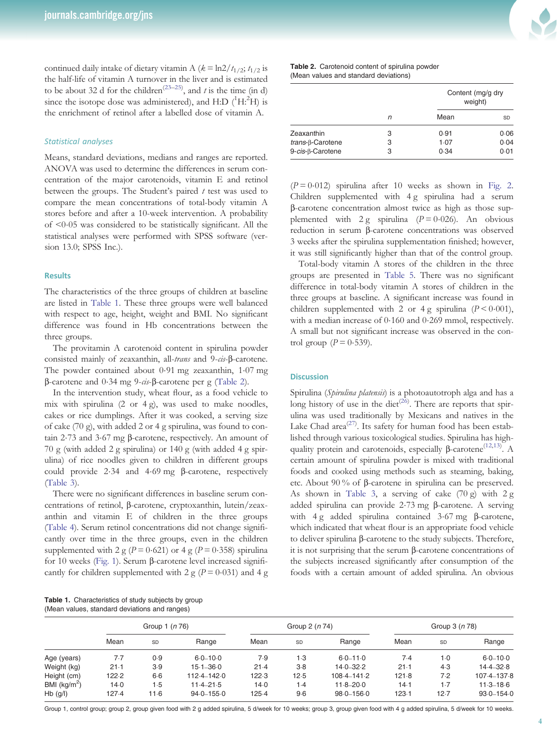continued daily intake of dietary vitamin A ($k = \ln2/t_{1/2}$; $t_{1/2}$ is the half-life of vitamin A turnover in the liver and is estimated to be about 32 d for the children[23–25], and $t$ is the time (in d) since the isotope dose was administered), and H:D ($^{1}$H:$^{2}$H) is the enrichment of retinol after a labelled dose of vitamin A.

### Statistical analyses

Means, standard deviations, medians and ranges are reported. ANOVA was used to determine the differences in serum concentration of the major carotenoids, vitamin E and retinol between the groups. The Student's paired $t$ test was used to compare the mean concentrations of total-body vitamin A stores before and after a 10-week intervention. A probability of <0·05 was considered to be statistically significant. All the statistical analyses were performed with SPSS software (version 13.0; SPSS Inc.).

## Results

The characteristics of the three groups of children at baseline are listed in Table 1. These three groups were well balanced with respect to age, height, weight and BMI. No significant difference was found in Hb concentrations between the three groups.

The provitamin A carotenoid content in spirulina powder consisted mainly of zeaxanthin, all-*trans* and 9-*cis*-β-carotene. The powder contained about 0·91 mg zeaxanthin, 1·07 mg β-carotene and 0·34 mg 9-*cis*-β-carotene per g (Table 2).

In the intervention study, wheat flour, as a food vehicle to mix with spirulina (2 or 4 g), was used to make noodles, cakes or rice dumplings. After it was cooked, a serving size of cake (70 g), with added 2 or 4 g spirulina, was found to contain 2·73 and 3·67 mg β-carotene, respectively. An amount of 70 g (with added 2 g spirulina) or 140 g (with added 4 g spirulina) of rice noodles given to children in different groups could provide 2·34 and 4·69 mg β-carotene, respectively (Table 3).

There were no significant differences in baseline serum concentrations of retinol, β-carotene, cryptoxanthin, lutein/zeaxanthin and vitamin E of children in the three groups (Table 4). Serum retinol concentrations did not change significantly over time in the three groups, even in the children supplemented with 2 g ($P = 0·621$) or 4 g ($P = 0·358$) spirulina for 10 weeks (Fig. 1). Serum β-carotene level increased significantly for children supplemented with 2 g ($P = 0·031$) and 4 g ($P = 0·012$) spirulina after 10 weeks as shown in Fig. 2. Children supplemented with 4 g spirulina had a serum β-carotene concentration almost twice as high as those supplemented with 2 g spirulina ($P = 0·026$). An obvious reduction in serum β-carotene concentrations was observed 3 weeks after the spirulina supplementation finished; however, it was still significantly higher than that of the control group.

Total-body vitamin A stores of the children in the three groups are presented in Table 5. There was no significant difference in total-body vitamin A stores of children in the three groups at baseline. A significant increase was found in children supplemented with 2 or 4 g spirulina ($P < 0·001$), with a median increase of 0·160 and 0·269 mmol, respectively. A small but not significant increase was observed in the control group ($P = 0·539$).

**Table 2.** Carotenoid content of spirulina powder (Mean values and standard deviations)

| | $n$ | Content (mg/g dry weight) Mean | SD |
|---|---|---|---|
| Zeaxanthin | 3 | 0·91 | 0·06 |
| *trans*-β-Carotene | 3 | 1·07 | 0·04 |
| 9-*cis*-β-Carotene | 3 | 0·34 | 0·01 |

## Discussion

Spirulina (*Spirulina platensis*) is a photoautotroph alga and has a long history of use in the diet[26]. There are reports that spirulina was used traditionally by Mexicans and natives in the Lake Chad area[27]. Its safety for human food has been established through various toxicological studies. Spirulina has high-quality protein and carotenoids, especially β-carotene[12,13]. A certain amount of spirulina powder is mixed with traditional foods and cooked using methods such as steaming, baking, etc. About 90 % of β-carotene in spirulina can be preserved. As shown in Table 3, a serving of cake (70 g) with 2 g added spirulina can provide 2·73 mg β-carotene. A serving with 4 g added spirulina contained 3·67 mg β-carotene, which indicated that wheat flour is an appropriate food vehicle to deliver spirulina β-carotene to the study subjects. Therefore, it is not surprising that the serum β-carotene concentrations of the subjects increased significantly after consumption of the foods with a certain amount of added spirulina. An obvious

**Table 1.** Characteristics of study subjects by group (Mean values, standard deviations and ranges)

| | Group 1 ($n$ 76) | | | Group 2 ($n$ 74) | | | Group 3 ($n$ 78) | | |
|---|---|---|---|---|---|---|---|---|---|
| | Mean | SD | Range | Mean | SD | Range | Mean | SD | Range |
| Age (years) | 7·7 | 0·9 | 6·0–10·0 | 7·9 | 1·3 | 6·0–11·0 | 7·4 | 1·0 | 6·0–10·0 |
| Weight (kg) | 21·1 | 3·9 | 15·1–36·0 | 21·4 | 3·8 | 14·0–32·2 | 21·1 | 4·3 | 14·4–32·8 |
| Height (cm) | 122·2 | 6·6 | 112·4–142·0 | 122·3 | 12·5 | 108·4–141·2 | 121·8 | 7·2 | 107·4–137·8 |
| BMI (kg/m$^2$) | 14·0 | 1·5 | 11·4–21·5 | 14·0 | 1·4 | 11·8–20·0 | 14·1 | 1·7 | 11·3–18·6 |
| Hb (g/l) | 127·4 | 11·6 | 94·0–155·0 | 125·4 | 9·6 | 98·0–156·0 | 123·1 | 12·7 | 93·0–154·0 |

Group 1, control group; group 2, group given food with 2 g added spirulina, 5 d/week for 10 weeks; group 3, group given food with 4 g added spirulina, 5 d/week for 10 weeks.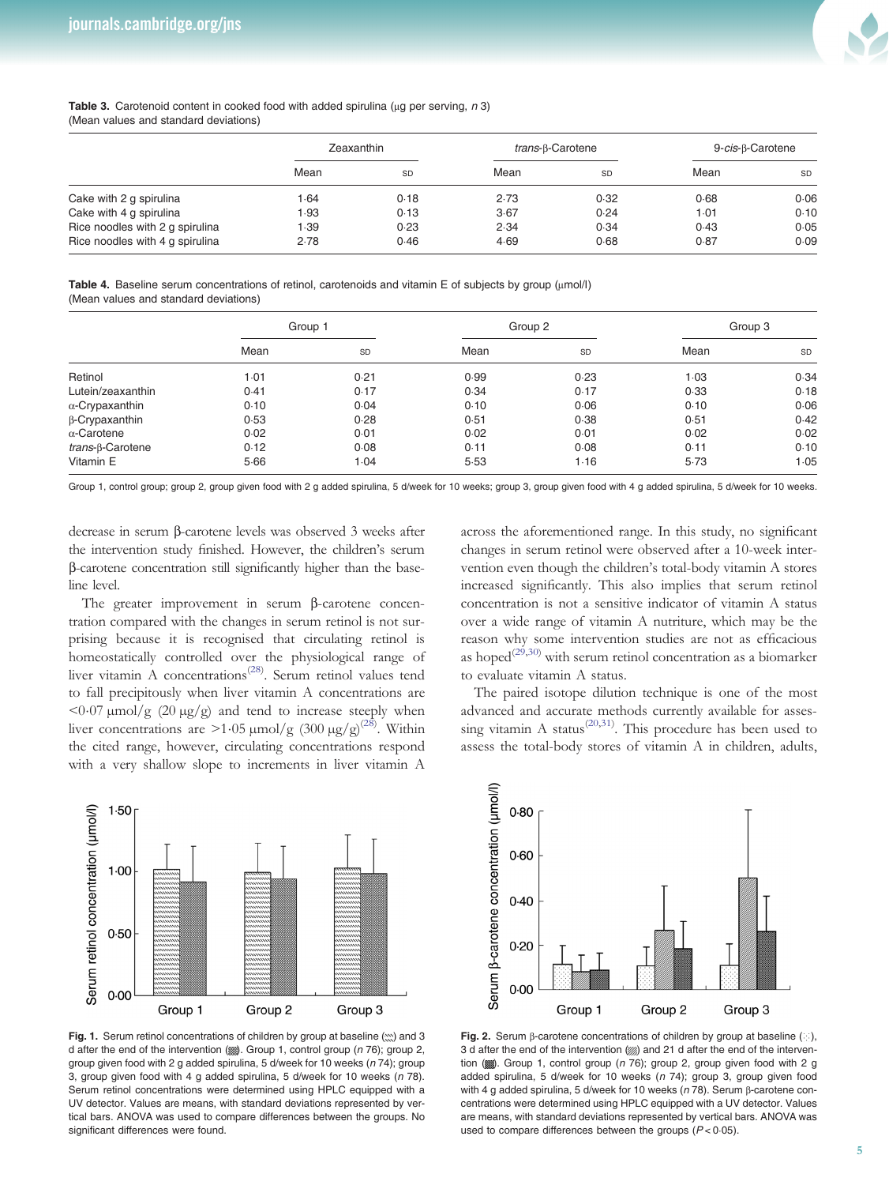**Table 3.** Carotenoid content in cooked food with added spirulina (μg per serving, *n* 3)
(Mean values and standard deviations)

| | Zeaxanthin | | *trans*-β-Carotene | | 9-*cis*-β-Carotene | |
|---|---|---|---|---|---|---|
| | Mean | SD | Mean | SD | Mean | SD |
| Cake with 2 g spirulina | 1·64 | 0·18 | 2·73 | 0·32 | 0·68 | 0·06 |
| Cake with 4 g spirulina | 1·93 | 0·13 | 3·67 | 0·24 | 1·01 | 0·10 |
| Rice noodles with 2 g spirulina | 1·39 | 0·23 | 2·34 | 0·34 | 0·43 | 0·05 |
| Rice noodles with 4 g spirulina | 2·78 | 0·46 | 4·69 | 0·68 | 0·87 | 0·09 |

**Table 4.** Baseline serum concentrations of retinol, carotenoids and vitamin E of subjects by group (μmol/l)
(Mean values and standard deviations)

| | Group 1 | | Group 2 | | Group 3 | |
|---|---|---|---|---|---|---|
| | Mean | SD | Mean | SD | Mean | SD |
| Retinol | 1·01 | 0·21 | 0·99 | 0·23 | 1·03 | 0·34 |
| Lutein/zeaxanthin | 0·41 | 0·17 | 0·34 | 0·17 | 0·33 | 0·18 |
| α-Crypaxanthin | 0·10 | 0·04 | 0·10 | 0·06 | 0·10 | 0·06 |
| β-Crypaxanthin | 0·53 | 0·28 | 0·51 | 0·38 | 0·51 | 0·42 |
| α-Carotene | 0·02 | 0·01 | 0·02 | 0·01 | 0·02 | 0·02 |
| *trans*-β-Carotene | 0·12 | 0·08 | 0·11 | 0·08 | 0·11 | 0·10 |
| Vitamin E | 5·66 | 1·04 | 5·53 | 1·16 | 5·73 | 1·05 |

Group 1, control group; group 2, group given food with 2 g added spirulina, 5 d/week for 10 weeks; group 3, group given food with 4 g added spirulina, 5 d/week for 10 weeks.

decrease in serum β-carotene levels was observed 3 weeks after the intervention study finished. However, the children's serum β-carotene concentration still significantly higher than the baseline level.

The greater improvement in serum β-carotene concentration compared with the changes in serum retinol is not surprising because it is recognised that circulating retinol is homeostatically controlled over the physiological range of liver vitamin A concentrations[28]. Serum retinol values tend to fall precipitously when liver vitamin A concentrations are <0·07 μmol/g (20 μg/g) and tend to increase steeply when liver concentrations are >1·05 μmol/g (300 μg/g)[28]. Within the cited range, however, circulating concentrations respond with a very shallow slope to increments in liver vitamin A across the aforementioned range. In this study, no significant changes in serum retinol were observed after a 10-week intervention even though the children's total-body vitamin A stores increased significantly. This also implies that serum retinol concentration is not a sensitive indicator of vitamin A status over a wide range of vitamin A nutriture, which may be the reason why some intervention studies are not as efficacious as hoped[29,30] with serum retinol concentration as a biomarker to evaluate vitamin A status.

The paired isotope dilution technique is one of the most advanced and accurate methods currently available for assessing vitamin A status[20,31]. This procedure has been used to assess the total-body stores of vitamin A in children, adults,

**Fig. 1.** Serum retinol concentrations of children by group at baseline and 3 d after the end of the intervention. Group 1, control group (*n* 76); group 2, group given food with 2 g added spirulina, 5 d/week for 10 weeks (*n* 74); group 3, group given food with 4 g added spirulina, 5 d/week for 10 weeks (*n* 78). Serum retinol concentrations were determined using HPLC equipped with a UV detector. Values are means, with standard deviations represented by vertical bars. ANOVA was used to compare differences between the groups. No significant differences were found.

**Fig. 2.** Serum β-carotene concentrations of children by group at baseline, 3 d after the end of the intervention and 21 d after the end of the intervention. Group 1, control group (*n* 76); group 2, group given food with 2 g added spirulina, 5 d/week for 10 weeks (*n* 74); group 3, group given food with 4 g added spirulina, 5 d/week for 10 weeks (*n* 78). Serum β-carotene concentrations were determined using HPLC equipped with a UV detector. Values are means, with standard deviations represented by vertical bars. ANOVA was used to compare differences between the groups ($P < 0.05$).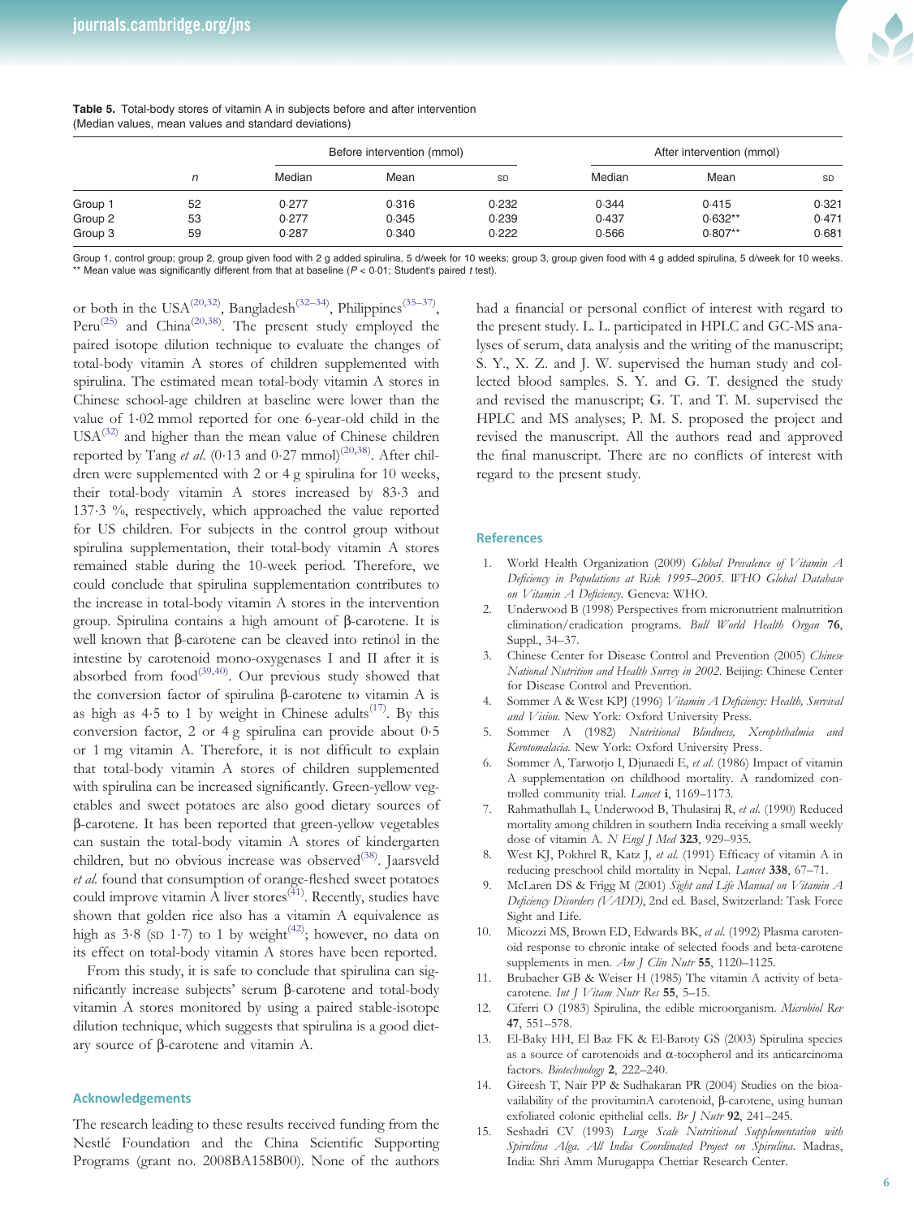**Table 5.** Total-body stores of vitamin A in subjects before and after intervention (Median values, mean values and standard deviations)

| | *n* | Before intervention (mmol) | | | After intervention (mmol) | | |
|---|---|---|---|---|---|---|---|
| | | Median | Mean | SD | Median | Mean | SD |
| Group 1 | 52 | 0·277 | 0·316 | 0·232 | 0·344 | 0·415 | 0·321 |
| Group 2 | 53 | 0·277 | 0·345 | 0·239 | 0·437 | 0·632** | 0·471 |
| Group 3 | 59 | 0·287 | 0·340 | 0·222 | 0·566 | 0·807** | 0·681 |

Group 1, control group; group 2, group given food with 2 g added spirulina, 5 d/week for 10 weeks; group 3, group given food with 4 g added spirulina, 5 d/week for 10 weeks.
** Mean value was significantly different from that at baseline ($P < 0·01$; Student's paired *t* test).

or both in the USA[20,32], Bangladesh[32–34], Philippines[35–37], Peru[25] and China[20,38]. The present study employed the paired isotope dilution technique to evaluate the changes of total-body vitamin A stores of children supplemented with spirulina. The estimated mean total-body vitamin A stores in Chinese school-age children at baseline were lower than the value of 1·02 mmol reported for one 6-year-old child in the USA[32] and higher than the mean value of Chinese children reported by Tang *et al.* (0·13 and 0·27 mmol)[20,38]. After children were supplemented with 2 or 4 g spirulina for 10 weeks, their total-body vitamin A stores increased by 83·3 and 137·3 %, respectively, which approached the value reported for US children. For subjects in the control group without spirulina supplementation, their total-body vitamin A stores remained stable during the 10-week period. Therefore, we could conclude that spirulina supplementation contributes to the increase in total-body vitamin A stores in the intervention group. Spirulina contains a high amount of β-carotene. It is well known that β-carotene can be cleaved into retinol in the intestine by carotenoid mono-oxygenases I and II after it is absorbed from food[39,40]. Our previous study showed that the conversion factor of spirulina β-carotene to vitamin A is as high as 4·5 to 1 by weight in Chinese adults[17]. By this conversion factor, 2 or 4 g spirulina can provide about 0·5 or 1 mg vitamin A. Therefore, it is not difficult to explain that total-body vitamin A stores of children supplemented with spirulina can be increased significantly. Green-yellow vegetables and sweet potatoes are also good dietary sources of β-carotene. It has been reported that green-yellow vegetables can sustain the total-body vitamin A stores of kindergarten children, but no obvious increase was observed[38]. Jaarsveld *et al.* found that consumption of orange-fleshed sweet potatoes could improve vitamin A liver stores[41]. Recently, studies have shown that golden rice also has a vitamin A equivalence as high as 3·8 (SD 1·7) to 1 by weight[42]; however, no data on its effect on total-body vitamin A stores have been reported.

From this study, it is safe to conclude that spirulina can significantly increase subjects' serum β-carotene and total-body vitamin A stores monitored by using a paired stable-isotope dilution technique, which suggests that spirulina is a good dietary source of β-carotene and vitamin A.

## Acknowledgements

The research leading to these results received funding from the Nestlé Foundation and the China Scientific Supporting Programs (grant no. 2008BA158B00). None of the authors had a financial or personal conflict of interest with regard to the present study. L. L. participated in HPLC and GC-MS analyses of serum, data analysis and the writing of the manuscript; S. Y., X. Z. and J. W. supervised the human study and collected blood samples. S. Y. and G. T. designed the study and revised the manuscript; G. T. and T. M. supervised the HPLC and MS analyses; P. M. S. proposed the project and revised the manuscript. All the authors read and approved the final manuscript. There are no conflicts of interest with regard to the present study.

## References

1. World Health Organization (2009) *Global Prevalence of Vitamin A Deficiency in Populations at Risk 1995–2005. WHO Global Database on Vitamin A Deficiency.* Geneva: WHO.
2. Underwood B (1998) Perspectives from micronutrient malnutrition elimination/eradication programs. *Bull World Health Organ* **76**, Suppl., 34–37.
3. Chinese Center for Disease Control and Prevention (2005) *Chinese National Nutrition and Health Survey in 2002.* Beijing: Chinese Center for Disease Control and Prevention.
4. Sommer A & West KPJ (1996) *Vitamin A Deficiency: Health, Survival and Vision.* New York: Oxford University Press.
5. Sommer A (1982) *Nutritional Blindness, Xerophthalmia and Kerotomalacia.* New York: Oxford University Press.
6. Sommer A, Tarwotjo I, Djunaedi E, *et al.* (1986) Impact of vitamin A supplementation on childhood mortality. A randomized controlled community trial. *Lancet* **i**, 1169–1173.
7. Rahmathullah L, Underwood B, Thulasiraj R, *et al.* (1990) Reduced mortality among children in southern India receiving a small weekly dose of vitamin A. *N Engl J Med* **323**, 929–935.
8. West KJ, Pokhrel R, Katz J, *et al.* (1991) Efficacy of vitamin A in reducing preschool child mortality in Nepal. *Lancet* **338**, 67–71.
9. McLaren DS & Frigg M (2001) *Sight and Life Manual on Vitamin A Deficiency Disorders (VADD)*, 2nd ed. Basel, Switzerland: Task Force Sight and Life.
10. Micozzi MS, Brown ED, Edwards BK, *et al.* (1992) Plasma carotenoid response to chronic intake of selected foods and beta-carotene supplements in men. *Am J Clin Nutr* **55**, 1120–1125.
11. Brubacher GB & Weiser H (1985) The vitamin A activity of beta-carotene. *Int J Vitam Nutr Res* **55**, 5–15.
12. Ciferri O (1983) Spirulina, the edible microorganism. *Microbiol Rev* **47**, 551–578.
13. El-Baky HH, El Baz FK & El-Baroty GS (2003) Spirulina species as a source of carotenoids and α-tocopherol and its anticarcinoma factors. *Biotechnology* **2**, 222–240.
14. Gireesh T, Nair PP & Sudhakaran PR (2004) Studies on the bioavailability of the provitaminA carotenoid, β-carotene, using human exfoliated colonic epithelial cells. *Br J Nutr* **92**, 241–245.
15. Seshadri CV (1993) *Large Scale Nutritional Supplementation with Spirulina Alga. All India Coordinated Project on Spirulina.* Madras, India: Shri Amm Murugappa Chettiar Research Center.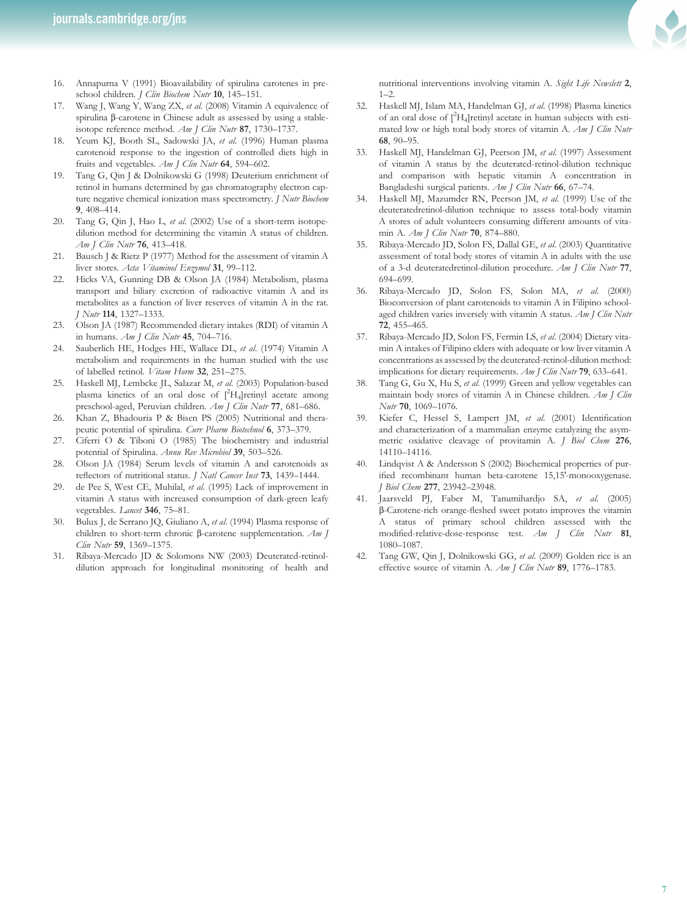16. Annapurna V (1991) Bioavailability of spirulina carotenes in preschool children. *J Clin Biochem Nutr* **10**, 145–151.
17. Wang J, Wang Y, Wang ZX, *et al.* (2008) Vitamin A equivalence of spirulina β-carotene in Chinese adult as assessed by using a stable-isotope reference method. *Am J Clin Nutr* **87**, 1730–1737.
18. Yeum KJ, Booth SL, Sadowski JA, *et al.* (1996) Human plasma carotenoid response to the ingestion of controlled diets high in fruits and vegetables. *Am J Clin Nutr* **64**, 594–602.
19. Tang G, Qin J & Dolnikowski G (1998) Deuterium enrichment of retinol in humans determined by gas chromatography electron capture negative chemical ionization mass spectrometry. *J Nutr Biochem* **9**, 408–414.
20. Tang G, Qin J, Hao L, *et al.* (2002) Use of a short-term isotope-dilution method for determining the vitamin A status of children. *Am J Clin Nutr* **76**, 413–418.
21. Bausch J & Rietz P (1977) Method for the assessment of vitamin A liver stores. *Acta Vitaminol Enzymol* **31**, 99–112.
22. Hicks VA, Gunning DB & Olson JA (1984) Metabolism, plasma transport and biliary excretion of radioactive vitamin A and its metabolites as a function of liver reserves of vitamin A in the rat. *J Nutr* **114**, 1327–1333.
23. Olson JA (1987) Recommended dietary intakes (RDI) of vitamin A in humans. *Am J Clin Nutr* **45**, 704–716.
24. Sauberlich HE, Hodges HE, Wallace DL, *et al.* (1974) Vitamin A metabolism and requirements in the human studied with the use of labelled retinol. *Vitam Horm* **32**, 251–275.
25. Haskell MJ, Lembcke JL, Salazar M, *et al.* (2003) Population-based plasma kinetics of an oral dose of [$^{2}H_4$]retinyl acetate among preschool-aged, Peruvian children. *Am J Clin Nutr* **77**, 681–686.
26. Khan Z, Bhadouria P & Bisen PS (2005) Nutritional and therapeutic potential of spirulina. *Curr Pharm Biotechnol* **6**, 373–379.
27. Ciferri O & Tiboni O (1985) The biochemistry and industrial potential of Spirulina. *Annu Rev Microbiol* **39**, 503–526.
28. Olson JA (1984) Serum levels of vitamin A and carotenoids as reflectors of nutritional status. *J Natl Cancer Inst* **73**, 1439–1444.
29. de Pee S, West CE, Muhilal, *et al.* (1995) Lack of improvement in vitamin A status with increased consumption of dark-green leafy vegetables. *Lancet* **346**, 75–81.
30. Bulux J, de Serrano JQ, Giuliano A, *et al.* (1994) Plasma response of children to short-term chronic β-carotene supplementation. *Am J Clin Nutr* **59**, 1369–1375.
31. Ribaya-Mercado JD & Solomons NW (2003) Deuterated-retinol-dilution approach for longitudinal monitoring of health and nutritional interventions involving vitamin A. *Sight Life Newslett* **2**, 1–2.
32. Haskell MJ, Islam MA, Handelman GJ, *et al.* (1998) Plasma kinetics of an oral dose of [$^{2}H_4$]retinyl acetate in human subjects with estimated low or high total body stores of vitamin A. *Am J Clin Nutr* **68**, 90–95.
33. Haskell MJ, Handelman GJ, Peerson JM, *et al.* (1997) Assessment of vitamin A status by the deuterated-retinol-dilution technique and comparison with hepatic vitamin A concentration in Bangladeshi surgical patients. *Am J Clin Nutr* **66**, 67–74.
34. Haskell MJ, Mazumder RN, Peerson JM, *et al.* (1999) Use of the deuteratedretinol-dilution technique to assess total-body vitamin A stores of adult volunteers consuming different amounts of vitamin A. *Am J Clin Nutr* **70**, 874–880.
35. Ribaya-Mercado JD, Solon FS, Dallal GE, *et al.* (2003) Quantitative assessment of total body stores of vitamin A in adults with the use of a 3-d deuteratedretinol-dilution procedure. *Am J Clin Nutr* **77**, 694–699.
36. Ribaya-Mercado JD, Solon FS, Solon MA, *et al.* (2000) Bioconversion of plant carotenoids to vitamin A in Filipino school-aged children varies inversely with vitamin A status. *Am J Clin Nutr* **72**, 455–465.
37. Ribaya-Mercado JD, Solon FS, Fermin LS, *et al.* (2004) Dietary vitamin A intakes of Filipino elders with adequate or low liver vitamin A concentrations as assessed by the deuterated-retinol-dilution method: implications for dietary requirements. *Am J Clin Nutr* **79**, 633–641.
38. Tang G, Gu X, Hu S, *et al.* (1999) Green and yellow vegetables can maintain body stores of vitamin A in Chinese children. *Am J Clin Nutr* **70**, 1069–1076.
39. Kiefer C, Hessel S, Lampert JM, *et al.* (2001) Identification and characterization of a mammalian enzyme catalyzing the asymmetric oxidative cleavage of provitamin A. *J Biol Chem* **276**, 14110–14116.
40. Lindqvist A & Andersson S (2002) Biochemical properties of purified recombinant human beta-carotene 15,15'-monooxygenase. *J Biol Chem* **277**, 23942–23948.
41. Jaarsveld PJ, Faber M, Tanumihardjo SA, *et al.* (2005) β-Carotene-rich orange-fleshed sweet potato improves the vitamin A status of primary school children assessed with the modified-relative-dose-response test. *Am J Clin Nutr* **81**, 1080–1087.
42. Tang GW, Qin J, Dolnikowski GG, *et al.* (2009) Golden rice is an effective source of vitamin A. *Am J Clin Nutr* **89**, 1776–1783.